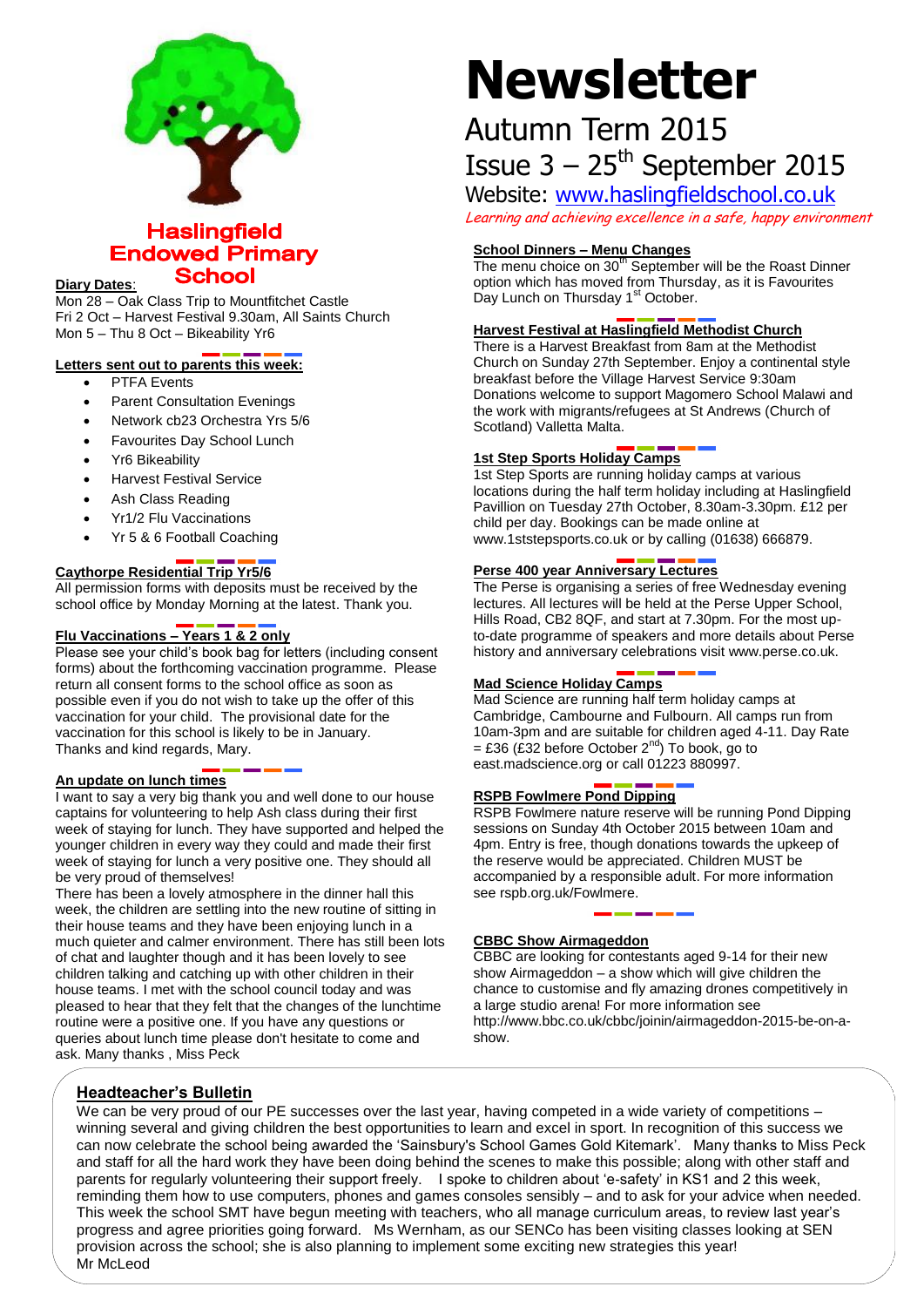# Newsletter

## Autumn Term 2015

## Issue 3 – 25th September 2015

Website: www.haslingfieldschool.co.uk

*Learning and achieving excellence in a safe, happy environment*

**Haslingfield Endowed Primary School**

**Diary Dates**:

Mon 28 – Oak Class Trip to Mountfitchet Castle
Fri 2 Oct – Harvest Festival 9.30am, All Saints Church
Mon 5 – Thu 8 Oct – Bikeability Yr6

### Letters sent out to parents this week:

- PTFA Events
- Parent Consultation Evenings
- Network cb23 Orchestra Yrs 5/6
- Favourites Day School Lunch
- Yr6 Bikeability
- Harvest Festival Service
- Ash Class Reading
- Yr1/2 Flu Vaccinations
- Yr 5 & 6 Football Coaching

### Caythorpe Residential Trip Yr5/6

All permission forms with deposits must be received by the school office by Monday Morning at the latest. Thank you.

### Flu Vaccinations – Years 1 & 2 only

Please see your child's book bag for letters (including consent forms) about the forthcoming vaccination programme. Please return all consent forms to the school office as soon as possible even if you do not wish to take up the offer of this vaccination for your child. The provisional date for the vaccination for this school is likely to be in January.
Thanks and kind regards, Mary.

### An update on lunch times

I want to say a very big thank you and well done to our house captains for volunteering to help Ash class during their first week of staying for lunch. They have supported and helped the younger children in every way they could and made their first week of staying for lunch a very positive one. They should all be very proud of themselves!

There has been a lovely atmosphere in the dinner hall this week, the children are settling into the new routine of sitting in their house teams and they have been enjoying lunch in a much quieter and calmer environment. There has still been lots of chat and laughter though and it has been lovely to see children talking and catching up with other children in their house teams. I met with the school council today and was pleased to hear that they felt that the changes of the lunchtime routine were a positive one. If you have any questions or queries about lunch time please don't hesitate to come and ask. Many thanks , Miss Peck

### School Dinners – Menu Changes

The menu choice on 30th September will be the Roast Dinner option which has moved from Thursday, as it is Favourites Day Lunch on Thursday 1st October.

### Harvest Festival at Haslingfield Methodist Church

There is a Harvest Breakfast from 8am at the Methodist Church on Sunday 27th September. Enjoy a continental style breakfast before the Village Harvest Service 9:30am
Donations welcome to support Magomero School Malawi and the work with migrants/refugees at St Andrews (Church of Scotland) Valletta Malta.

### 1st Step Sports Holiday Camps

1st Step Sports are running holiday camps at various locations during the half term holiday including at Haslingfield Pavillion on Tuesday 27th October, 8.30am-3.30pm. £12 per child per day. Bookings can be made online at www.1ststepsports.co.uk or by calling (01638) 666879.

### Perse 400 year Anniversary Lectures

The Perse is organising a series of free Wednesday evening lectures. All lectures will be held at the Perse Upper School, Hills Road, CB2 8QF, and start at 7.30pm. For the most up-to-date programme of speakers and more details about Perse history and anniversary celebrations visit www.perse.co.uk.

### Mad Science Holiday Camps

Mad Science are running half term holiday camps at Cambridge, Cambourne and Fulbourn. All camps run from 10am-3pm and are suitable for children aged 4-11. Day Rate = £36 (£32 before October 2nd) To book, go to east.madscience.org or call 01223 880997.

### RSPB Fowlmere Pond Dipping

RSPB Fowlmere nature reserve will be running Pond Dipping sessions on Sunday 4th October 2015 between 10am and 4pm. Entry is free, though donations towards the upkeep of the reserve would be appreciated. Children MUST be accompanied by a responsible adult. For more information see rspb.org.uk/Fowlmere.

### CBBC Show Airmageddon

CBBC are looking for contestants aged 9-14 for their new show Airmageddon – a show which will give children the chance to customise and fly amazing drones competitively in a large studio arena! For more information see http://www.bbc.co.uk/cbbc/joinin/airmageddon-2015-be-on-a-show.

### Headteacher's Bulletin

We can be very proud of our PE successes over the last year, having competed in a wide variety of competitions – winning several and giving children the best opportunities to learn and excel in sport. In recognition of this success we can now celebrate the school being awarded the 'Sainsbury's School Games Gold Kitemark'. Many thanks to Miss Peck and staff for all the hard work they have been doing behind the scenes to make this possible; along with other staff and parents for regularly volunteering their support freely. I spoke to children about 'e-safety' in KS1 and 2 this week, reminding them how to use computers, phones and games consoles sensibly – and to ask for your advice when needed. This week the school SMT have begun meeting with teachers, who all manage curriculum areas, to review last year's progress and agree priorities going forward. Ms Wernham, as our SENCo has been visiting classes looking at SEN provision across the school; she is also planning to implement some exciting new strategies this year!
Mr McLeod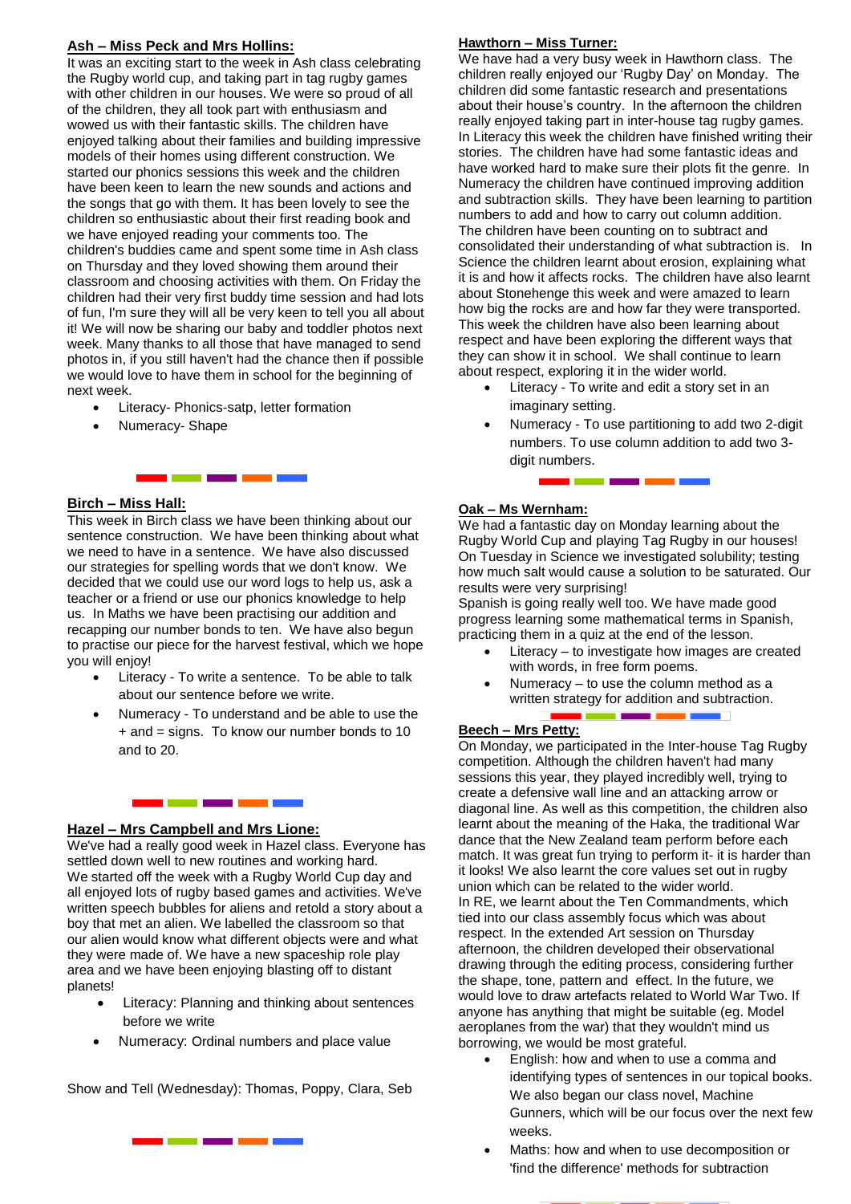## Ash – Miss Peck and Mrs Hollins:

It was an exciting start to the week in Ash class celebrating the Rugby world cup, and taking part in tag rugby games with other children in our houses. We were so proud of all of the children, they all took part with enthusiasm and wowed us with their fantastic skills. The children have enjoyed talking about their families and building impressive models of their homes using different construction. We started our phonics sessions this week and the children have been keen to learn the new sounds and actions and the songs that go with them. It has been lovely to see the children so enthusiastic about their first reading book and we have enjoyed reading your comments too. The children's buddies came and spent some time in Ash class on Thursday and they loved showing them around their classroom and choosing activities with them. On Friday the children had their very first buddy time session and had lots of fun, I'm sure they will all be very keen to tell you all about it! We will now be sharing our baby and toddler photos next week. Many thanks to all those that have managed to send photos in, if you still haven't had the chance then if possible we would love to have them in school for the beginning of next week.

- Literacy- Phonics-satp, letter formation
- Numeracy- Shape

## Birch – Miss Hall:

This week in Birch class we have been thinking about our sentence construction. We have been thinking about what we need to have in a sentence. We have also discussed our strategies for spelling words that we don't know. We decided that we could use our word logs to help us, ask a teacher or a friend or use our phonics knowledge to help us. In Maths we have been practising our addition and recapping our number bonds to ten. We have also begun to practise our piece for the harvest festival, which we hope you will enjoy!

- Literacy - To write a sentence. To be able to talk about our sentence before we write.
- Numeracy - To understand and be able to use the + and = signs. To know our number bonds to 10 and to 20.

## Hazel – Mrs Campbell and Mrs Lione:

We've had a really good week in Hazel class. Everyone has settled down well to new routines and working hard.
We started off the week with a Rugby World Cup day and all enjoyed lots of rugby based games and activities. We've written speech bubbles for aliens and retold a story about a boy that met an alien. We labelled the classroom so that our alien would know what different objects were and what they were made of. We have a new spaceship role play area and we have been enjoying blasting off to distant planets!

- Literacy: Planning and thinking about sentences before we write
- Numeracy: Ordinal numbers and place value

Show and Tell (Wednesday): Thomas, Poppy, Clara, Seb

## Hawthorn – Miss Turner:

We have had a very busy week in Hawthorn class. The children really enjoyed our 'Rugby Day' on Monday. The children did some fantastic research and presentations about their house's country. In the afternoon the children really enjoyed taking part in inter-house tag rugby games. In Literacy this week the children have finished writing their stories. The children have had some fantastic ideas and have worked hard to make sure their plots fit the genre. In Numeracy the children have continued improving addition and subtraction skills. They have been learning to partition numbers to add and how to carry out column addition. The children have been counting on to subtract and consolidated their understanding of what subtraction is. In Science the children learnt about erosion, explaining what it is and how it affects rocks. The children have also learnt about Stonehenge this week and were amazed to learn how big the rocks are and how far they were transported. This week the children have also been learning about respect and have been exploring the different ways that they can show it in school. We shall continue to learn about respect, exploring it in the wider world.

- Literacy - To write and edit a story set in an imaginary setting.
- Numeracy - To use partitioning to add two 2-digit numbers. To use column addition to add two 3-digit numbers.

## Oak – Ms Wernham:

We had a fantastic day on Monday learning about the Rugby World Cup and playing Tag Rugby in our houses! On Tuesday in Science we investigated solubility; testing how much salt would cause a solution to be saturated. Our results were very surprising!
Spanish is going really well too. We have made good progress learning some mathematical terms in Spanish, practicing them in a quiz at the end of the lesson.

- Literacy – to investigate how images are created with words, in free form poems.
- Numeracy – to use the column method as a written strategy for addition and subtraction.

## Beech – Mrs Petty:

On Monday, we participated in the Inter-house Tag Rugby competition. Although the children haven't had many sessions this year, they played incredibly well, trying to create a defensive wall line and an attacking arrow or diagonal line. As well as this competition, the children also learnt about the meaning of the Haka, the traditional War dance that the New Zealand team perform before each match. It was great fun trying to perform it- it is harder than it looks! We also learnt the core values set out in rugby union which can be related to the wider world.
In RE, we learnt about the Ten Commandments, which tied into our class assembly focus which was about respect. In the extended Art session on Thursday afternoon, the children developed their observational drawing through the editing process, considering further the shape, tone, pattern and effect. In the future, we would love to draw artefacts related to World War Two. If anyone has anything that might be suitable (eg. Model aeroplanes from the war) that they wouldn't mind us borrowing, we would be most grateful.

- English: how and when to use a comma and identifying types of sentences in our topical books. We also began our class novel, Machine Gunners, which will be our focus over the next few weeks.
- Maths: how and when to use decomposition or 'find the difference' methods for subtraction